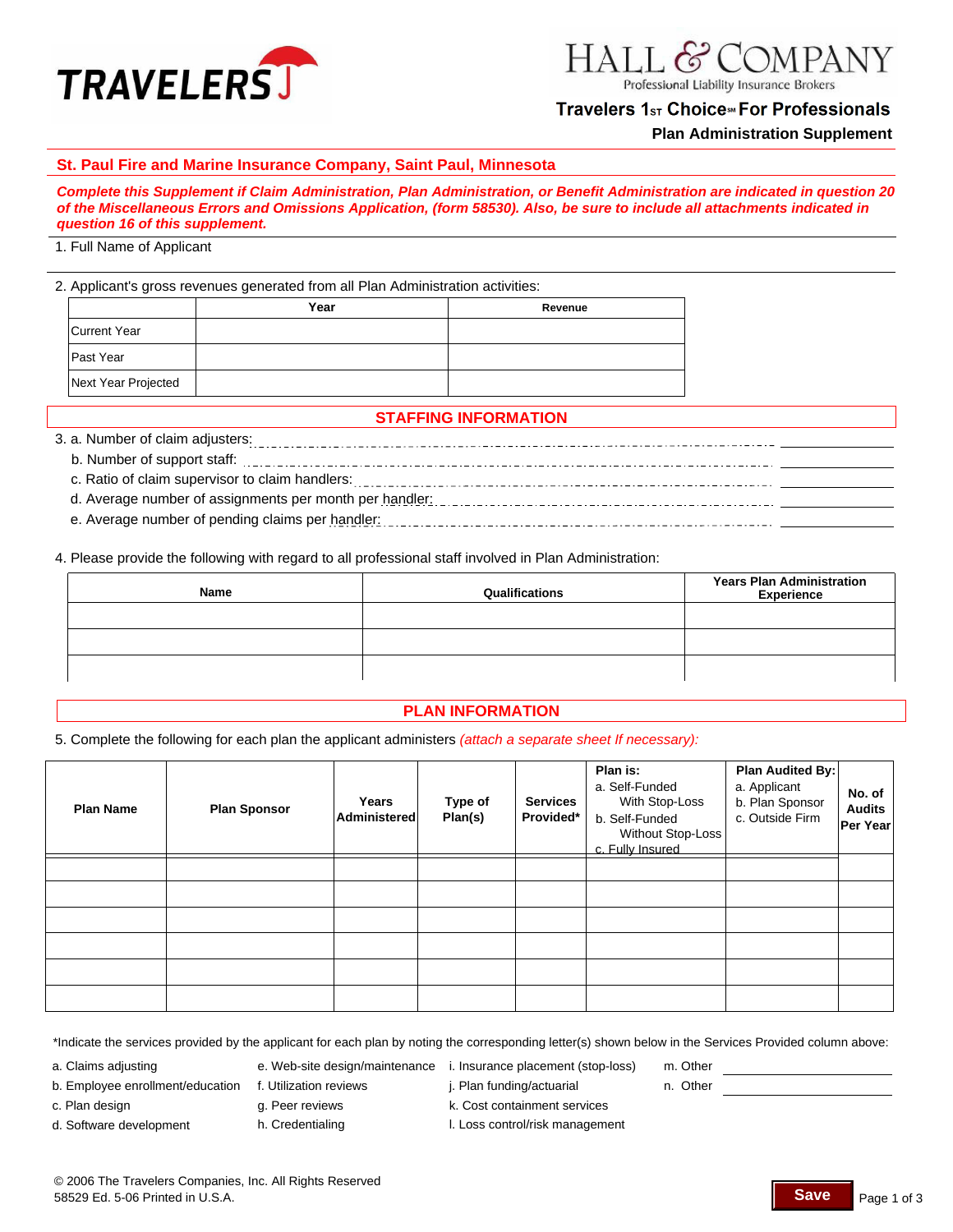TRAVELERS

HALL & COMPANY
Professional Liability Insurance Brokers

**Travelers 1st Choice℠ For Professionals**

**Plan Administration Supplement**

**St. Paul Fire and Marine Insurance Company, Saint Paul, Minnesota**

***Complete this Supplement if Claim Administration, Plan Administration, or Benefit Administration are indicated in question 20 of the Miscellaneous Errors and Omissions Application, (form 58530). Also, be sure to include all attachments indicated in question 16 of this supplement.***

1. Full Name of Applicant

2. Applicant's gross revenues generated from all Plan Administration activities:

| | Year | Revenue |
|---|---|---|
| Current Year | | |
| Past Year | | |
| Next Year Projected | | |

## STAFFING INFORMATION

3. a. Number of claim adjusters: ______

   b. Number of support staff: ______

   c. Ratio of claim supervisor to claim handlers: ______

   d. Average number of assignments per month per handler: ______

   e. Average number of pending claims per handler: ______

4. Please provide the following with regard to all professional staff involved in Plan Administration:

| Name | Qualifications | Years Plan Administration Experience |
|---|---|---|
| | | |
| | | |
| | | |

## PLAN INFORMATION

5. Complete the following for each plan the applicant administers *(attach a separate sheet If necessary):*

| Plan Name | Plan Sponsor | Years Administered | Type of Plan(s) | Services Provided* | Plan is: a. Self-Funded With Stop-Loss b. Self-Funded Without Stop-Loss c. Fully Insured | Plan Audited By: a. Applicant b. Plan Sponsor c. Outside Firm | No. of Audits Per Year |
|---|---|---|---|---|---|---|---|
| | | | | | | | |
| | | | | | | | |
| | | | | | | | |
| | | | | | | | |
| | | | | | | | |
| | | | | | | | |

*Indicate the services provided by the applicant for each plan by noting the corresponding letter(s) shown below in the Services Provided column above:

a. Claims adjusting
b. Employee enrollment/education
c. Plan design
d. Software development
e. Web-site design/maintenance
f. Utilization reviews
g. Peer reviews
h. Credentialing
i. Insurance placement (stop-loss)
j. Plan funding/actuarial
k. Cost containment services
l. Loss control/risk management
m. Other ______
n. Other ______

© 2006 The Travelers Companies, Inc. All Rights Reserved
58529 Ed. 5-06 Printed in U.S.A.

Save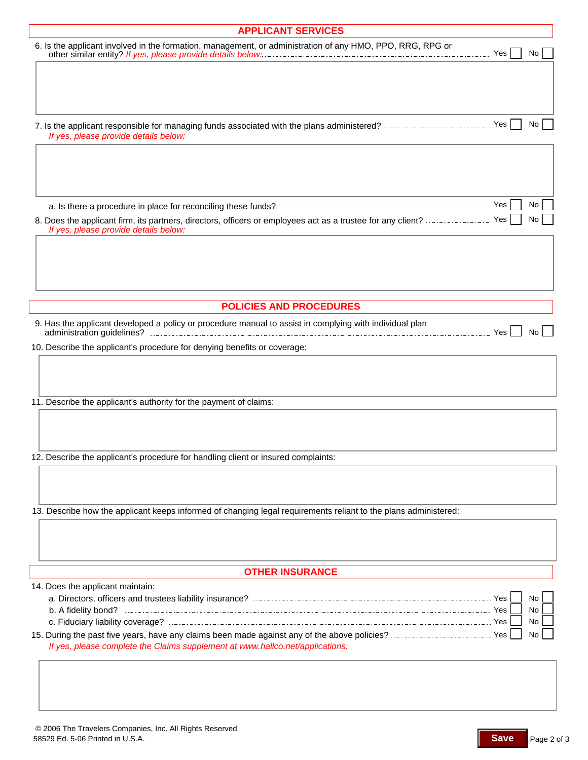## APPLICANT SERVICES

6. Is the applicant involved in the formation, management, or administration of any HMO, PPO, RRG, RPG or other similar entity? *If yes, please provide details below:* Yes ☐ No ☐

7. Is the applicant responsible for managing funds associated with the plans administered? Yes ☐ No ☐
   *If yes, please provide details below:*

   a. Is there a procedure in place for reconciling these funds? Yes ☐ No ☐

8. Does the applicant firm, its partners, directors, officers or employees act as a trustee for any client? Yes ☐ No ☐
   *If yes, please provide details below:*

## POLICIES AND PROCEDURES

9. Has the applicant developed a policy or procedure manual to assist in complying with individual plan administration guidelines? Yes ☐ No ☐

10. Describe the applicant's procedure for denying benefits or coverage:

11. Describe the applicant's authority for the payment of claims:

12. Describe the applicant's procedure for handling client or insured complaints:

13. Describe how the applicant keeps informed of changing legal requirements reliant to the plans administered:

## OTHER INSURANCE

14. Does the applicant maintain:
   a. Directors, officers and trustees liability insurance? Yes ☐ No ☐
   b. A fidelity bond? Yes ☐ No ☐
   c. Fiduciary liability coverage? Yes ☐ No ☐

15. During the past five years, have any claims been made against any of the above policies? Yes ☐ No ☐
   *If yes, please complete the Claims supplement at www.hallco.net/applications.*

© 2006 The Travelers Companies, Inc. All Rights Reserved
58529 Ed. 5-06 Printed in U.S.A.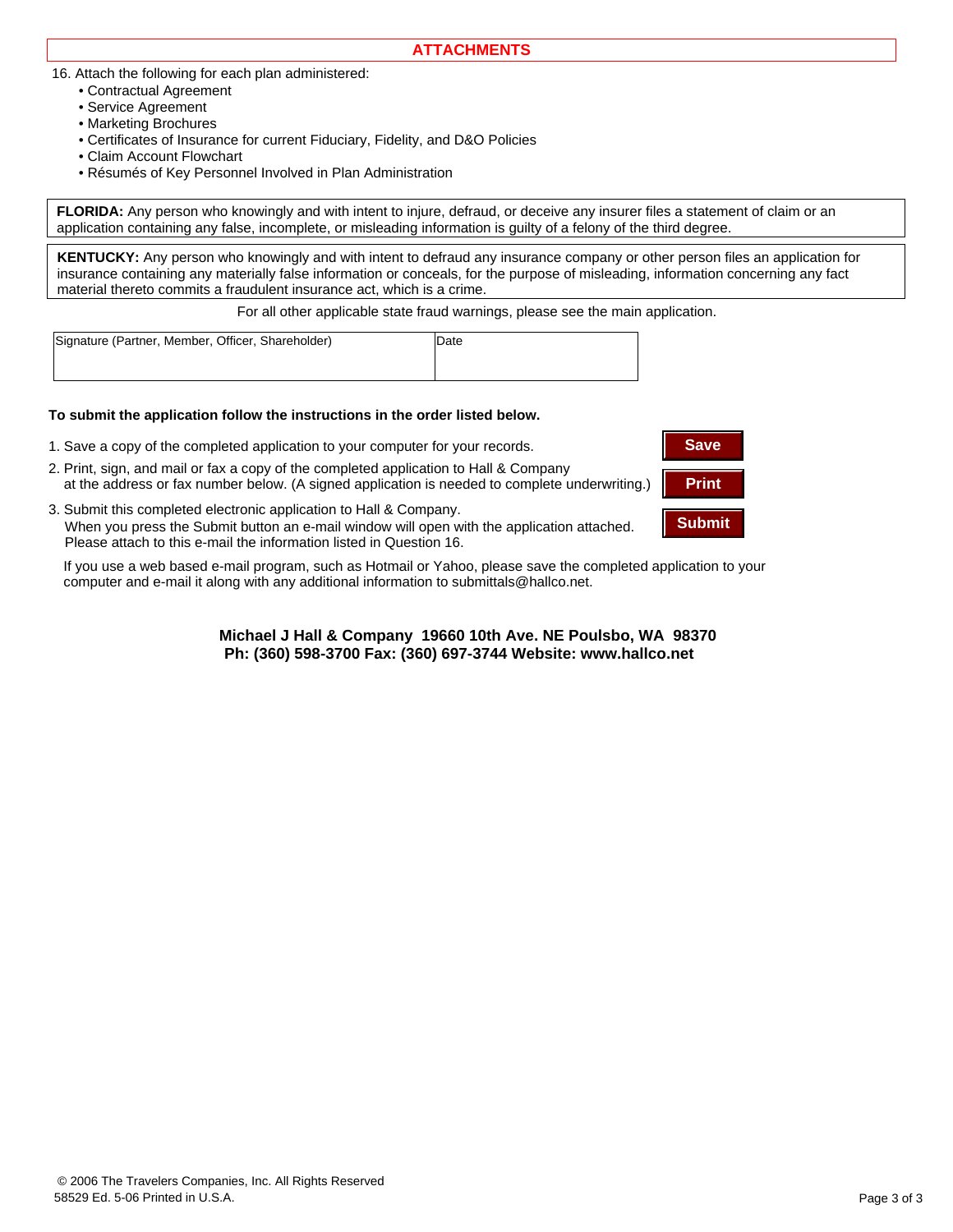## ATTACHMENTS

16. Attach the following for each plan administered:
    - Contractual Agreement
    - Service Agreement
    - Marketing Brochures
    - Certificates of Insurance for current Fiduciary, Fidelity, and D&O Policies
    - Claim Account Flowchart
    - Résumés of Key Personnel Involved in Plan Administration

**FLORIDA:** Any person who knowingly and with intent to injure, defraud, or deceive any insurer files a statement of claim or an application containing any false, incomplete, or misleading information is guilty of a felony of the third degree.

**KENTUCKY:** Any person who knowingly and with intent to defraud any insurance company or other person files an application for insurance containing any materially false information or conceals, for the purpose of misleading, information concerning any fact material thereto commits a fraudulent insurance act, which is a crime.

For all other applicable state fraud warnings, please see the main application.

| Signature (Partner, Member, Officer, Shareholder) | Date |
|---|---|
| | |

**To submit the application follow the instructions in the order listed below.**

1. Save a copy of the completed application to your computer for your records. **Save**
2. Print, sign, and mail or fax a copy of the completed application to Hall & Company at the address or fax number below. (A signed application is needed to complete underwriting.) **Print**
3. Submit this completed electronic application to Hall & Company. When you press the Submit button an e-mail window will open with the application attached. Please attach to this e-mail the information listed in Question 16. **Submit**

If you use a web based e-mail program, such as Hotmail or Yahoo, please save the completed application to your computer and e-mail it along with any additional information to submittals@hallco.net.

**Michael J Hall & Company 19660 10th Ave. NE Poulsbo, WA 98370**
**Ph: (360) 598-3700 Fax: (360) 697-3744 Website: www.hallco.net**

© 2006 The Travelers Companies, Inc. All Rights Reserved
58529 Ed. 5-06 Printed in U.S.A.